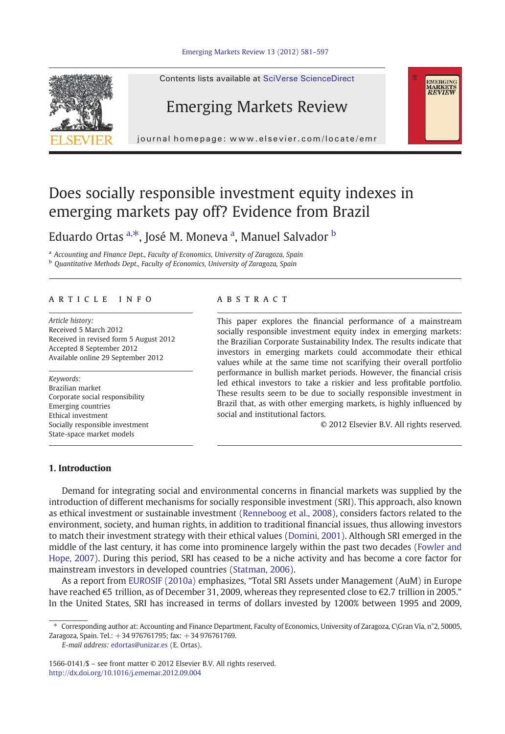# Does socially responsible investment equity indexes in emerging markets pay off? Evidence from Brazil

Eduardo Ortas [a,*], José M. Moneva [a], Manuel Salvador [b]

[a] Accounting and Finance Dept., Faculty of Economics, University of Zaragoza, Spain

[b] Quantitative Methods Dept., Faculty of Economics, University of Zaragoza, Spain

## ARTICLE INFO

*Article history:*
Received 5 March 2012
Received in revised form 5 August 2012
Accepted 8 September 2012
Available online 29 September 2012

*Keywords:*
Brazilian market
Corporate social responsibility
Emerging countries
Ethical investment
Socially responsible investment
State-space market models

## ABSTRACT

This paper explores the financial performance of a mainstream socially responsible investment equity index in emerging markets: the Brazilian Corporate Sustainability Index. The results indicate that investors in emerging markets could accommodate their ethical values while at the same time not scarifying their overall portfolio performance in bullish market periods. However, the financial crisis led ethical investors to take a riskier and less profitable portfolio. These results seem to be due to socially responsible investment in Brazil that, as with other emerging markets, is highly influenced by social and institutional factors.

© 2012 Elsevier B.V. All rights reserved.

## 1. Introduction

Demand for integrating social and environmental concerns in financial markets was supplied by the introduction of different mechanisms for socially responsible investment (SRI). This approach, also known as ethical investment or sustainable investment (Renneboog et al., 2008), considers factors related to the environment, society, and human rights, in addition to traditional financial issues, thus allowing investors to match their investment strategy with their ethical values (Domini, 2001). Although SRI emerged in the middle of the last century, it has come into prominence largely within the past two decades (Fowler and Hope, 2007). During this period, SRI has ceased to be a niche activity and has become a core factor for mainstream investors in developed countries (Statman, 2006).

As a report from EUROSIF (2010a) emphasizes, "Total SRI Assets under Management (AuM) in Europe have reached €5 trillion, as of December 31, 2009, whereas they represented close to €2.7 trillion in 2005." In the United States, SRI has increased in terms of dollars invested by 1200% between 1995 and 2009,

---

\* Corresponding author at: Accounting and Finance Department, Faculty of Economics, University of Zaragoza, C\Gran Vía, n°2, 50005, Zaragoza, Spain. Tel.: +34 976761795; fax: +34 976761769.

*E-mail address:* edortas@unizar.es (E. Ortas).

1566-0141/$ – see front matter © 2012 Elsevier B.V. All rights reserved.
http://dx.doi.org/10.1016/j.ememar.2012.09.004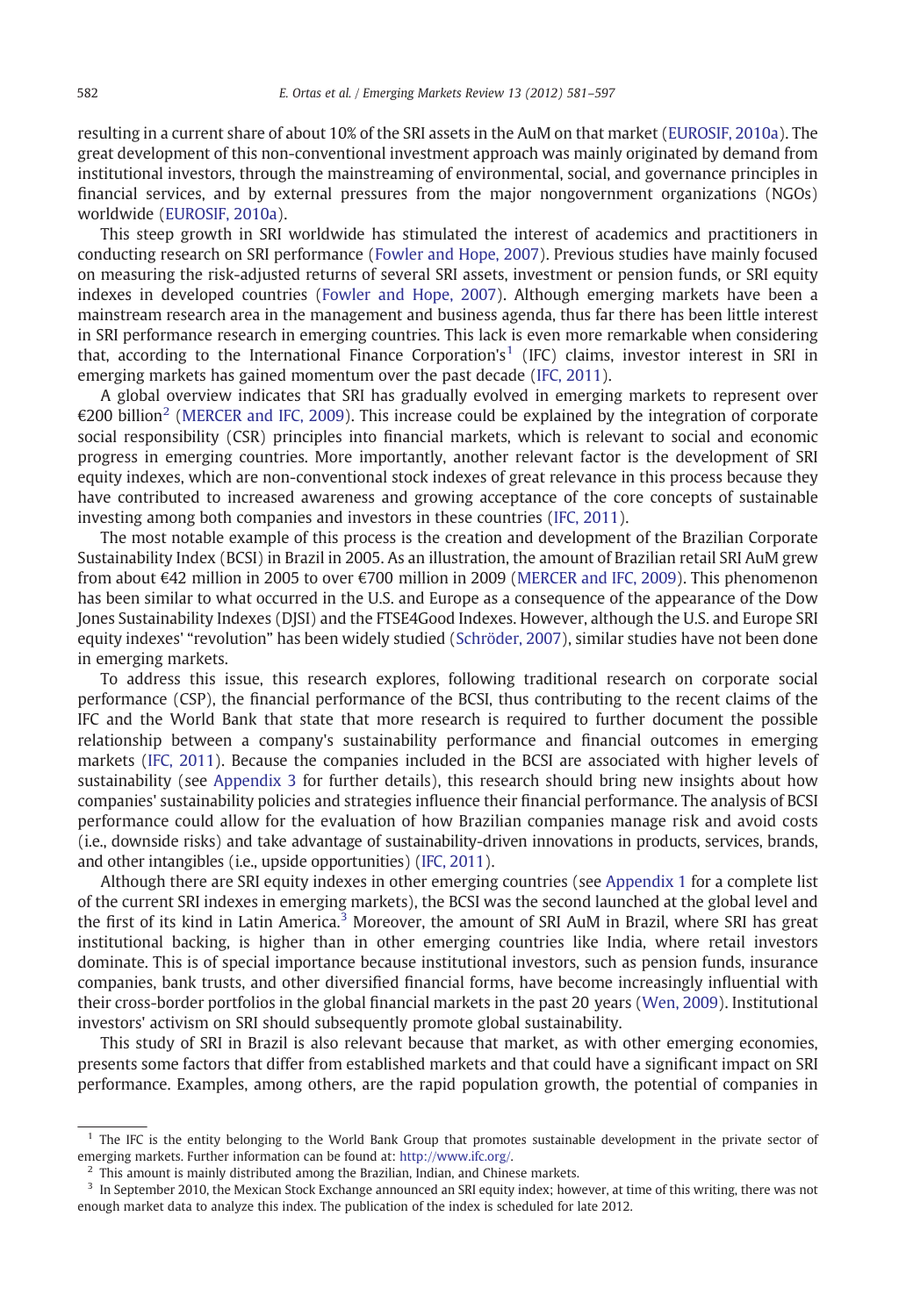resulting in a current share of about 10% of the SRI assets in the AuM on that market (EUROSIF, 2010a). The great development of this non-conventional investment approach was mainly originated by demand from institutional investors, through the mainstreaming of environmental, social, and governance principles in financial services, and by external pressures from the major nongovernment organizations (NGOs) worldwide (EUROSIF, 2010a).

This steep growth in SRI worldwide has stimulated the interest of academics and practitioners in conducting research on SRI performance (Fowler and Hope, 2007). Previous studies have mainly focused on measuring the risk-adjusted returns of several SRI assets, investment or pension funds, or SRI equity indexes in developed countries (Fowler and Hope, 2007). Although emerging markets have been a mainstream research area in the management and business agenda, thus far there has been little interest in SRI performance research in emerging countries. This lack is even more remarkable when considering that, according to the International Finance Corporation's[1] (IFC) claims, investor interest in SRI in emerging markets has gained momentum over the past decade (IFC, 2011).

A global overview indicates that SRI has gradually evolved in emerging markets to represent over €200 billion[2] (MERCER and IFC, 2009). This increase could be explained by the integration of corporate social responsibility (CSR) principles into financial markets, which is relevant to social and economic progress in emerging countries. More importantly, another relevant factor is the development of SRI equity indexes, which are non-conventional stock indexes of great relevance in this process because they have contributed to increased awareness and growing acceptance of the core concepts of sustainable investing among both companies and investors in these countries (IFC, 2011).

The most notable example of this process is the creation and development of the Brazilian Corporate Sustainability Index (BCSI) in Brazil in 2005. As an illustration, the amount of Brazilian retail SRI AuM grew from about €42 million in 2005 to over €700 million in 2009 (MERCER and IFC, 2009). This phenomenon has been similar to what occurred in the U.S. and Europe as a consequence of the appearance of the Dow Jones Sustainability Indexes (DJSI) and the FTSE4Good Indexes. However, although the U.S. and Europe SRI equity indexes' "revolution" has been widely studied (Schröder, 2007), similar studies have not been done in emerging markets.

To address this issue, this research explores, following traditional research on corporate social performance (CSP), the financial performance of the BCSI, thus contributing to the recent claims of the IFC and the World Bank that state that more research is required to further document the possible relationship between a company's sustainability performance and financial outcomes in emerging markets (IFC, 2011). Because the companies included in the BCSI are associated with higher levels of sustainability (see Appendix 3 for further details), this research should bring new insights about how companies' sustainability policies and strategies influence their financial performance. The analysis of BCSI performance could allow for the evaluation of how Brazilian companies manage risk and avoid costs (i.e., downside risks) and take advantage of sustainability-driven innovations in products, services, brands, and other intangibles (i.e., upside opportunities) (IFC, 2011).

Although there are SRI equity indexes in other emerging countries (see Appendix 1 for a complete list of the current SRI indexes in emerging markets), the BCSI was the second launched at the global level and the first of its kind in Latin America.[3] Moreover, the amount of SRI AuM in Brazil, where SRI has great institutional backing, is higher than in other emerging countries like India, where retail investors dominate. This is of special importance because institutional investors, such as pension funds, insurance companies, bank trusts, and other diversified financial forms, have become increasingly influential with their cross-border portfolios in the global financial markets in the past 20 years (Wen, 2009). Institutional investors' activism on SRI should subsequently promote global sustainability.

This study of SRI in Brazil is also relevant because that market, as with other emerging economies, presents some factors that differ from established markets and that could have a significant impact on SRI performance. Examples, among others, are the rapid population growth, the potential of companies in

---

[1] The IFC is the entity belonging to the World Bank Group that promotes sustainable development in the private sector of emerging markets. Further information can be found at: http://www.ifc.org/.

[2] This amount is mainly distributed among the Brazilian, Indian, and Chinese markets.

[3] In September 2010, the Mexican Stock Exchange announced an SRI equity index; however, at time of this writing, there was not enough market data to analyze this index. The publication of the index is scheduled for late 2012.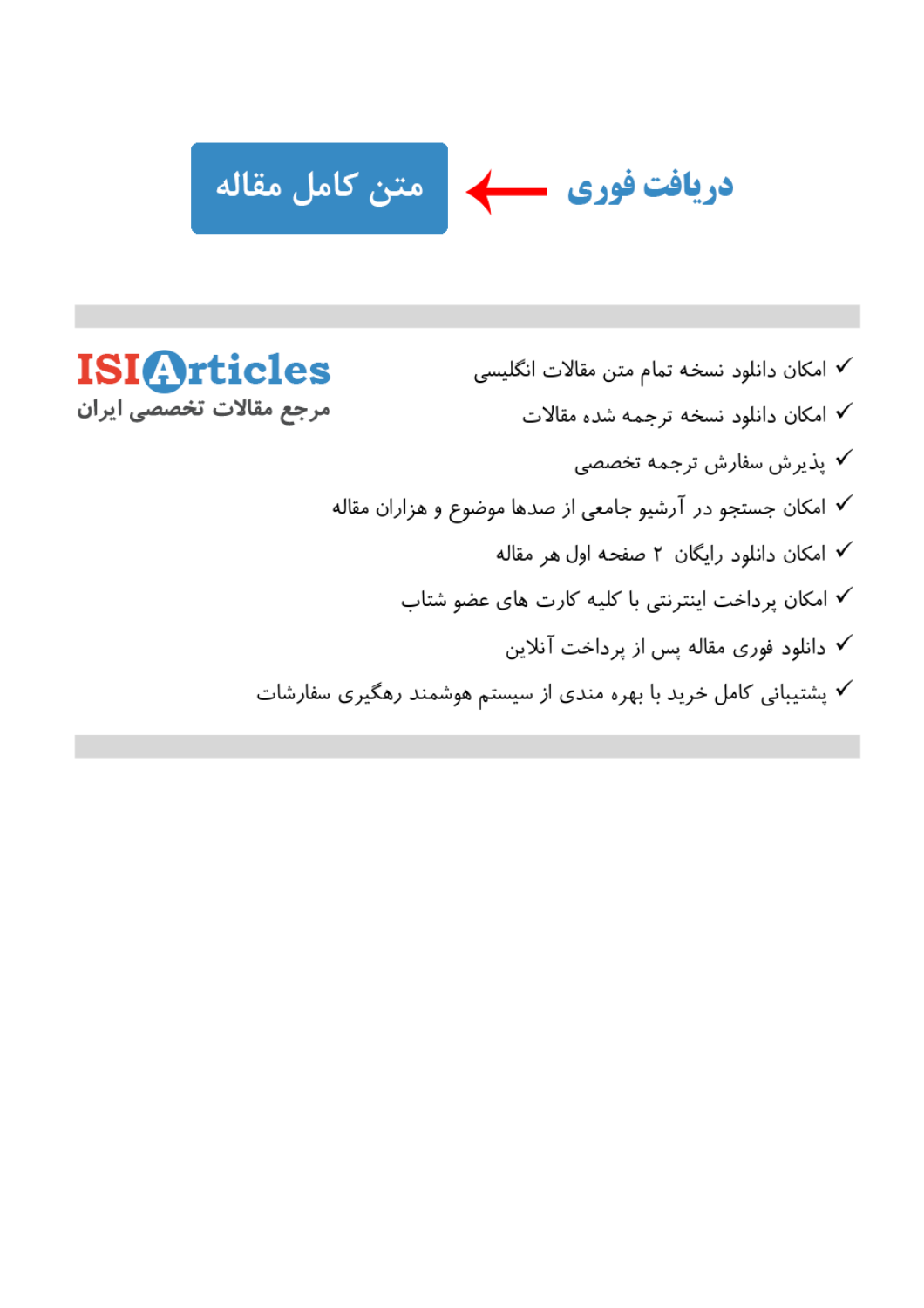دریافت فوری ← **متن کامل مقاله**

**ISIArticles**
مرجع مقالات تخصصی ایران

- ✓ امکان دانلود نسخه تمام متن مقالات انگلیسی
- ✓ امکان دانلود نسخه ترجمه شده مقالات
- ✓ پذیرش سفارش ترجمه تخصصی
- ✓ امکان جستجو در آرشیو جامعی از صدها موضوع و هزاران مقاله
- ✓ امکان دانلود رایگان ۲ صفحه اول هر مقاله
- ✓ امکان پرداخت اینترنتی با کلیه کارت های عضو شتاب
- ✓ دانلود فوری مقاله پس از پرداخت آنلاین
- ✓ پشتیبانی کامل خرید با بهره مندی از سیستم هوشمند رهگیری سفارشات